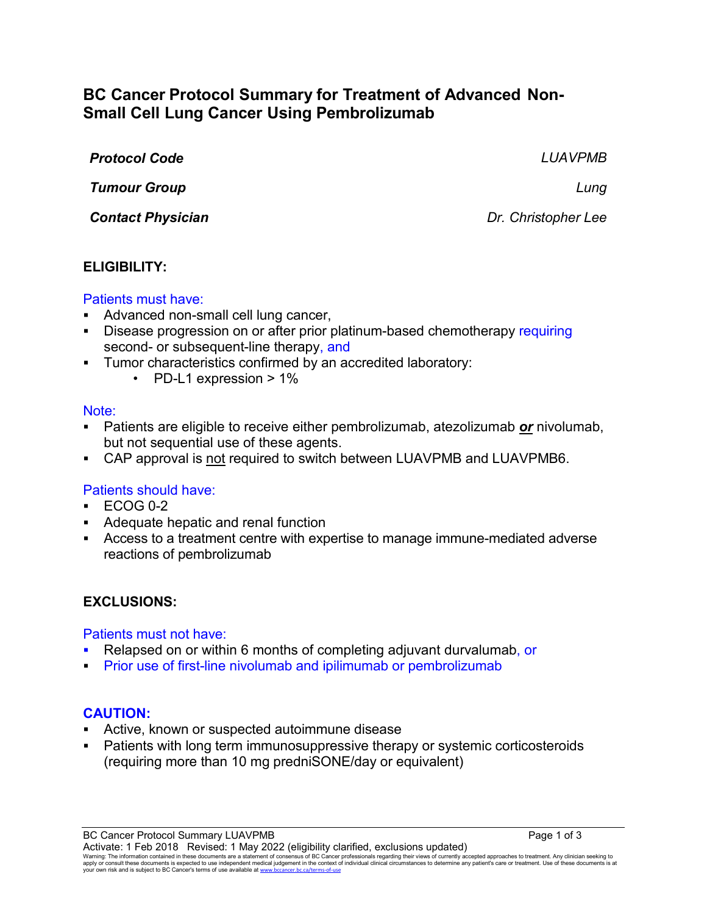# BC Cancer Protocol Summary for Treatment of Advanced Non-Small Cell Lung Cancer Using Pembrolizumab

| | |
|---|---|
| ***Protocol Code*** | *LUAVPMB* |
| ***Tumour Group*** | *Lung* |
| ***Contact Physician*** | *Dr. Christopher Lee* |

## ELIGIBILITY:

Patients must have:

- Advanced non-small cell lung cancer,
- Disease progression on or after prior platinum-based chemotherapy requiring second- or subsequent-line therapy, and
- Tumor characteristics confirmed by an accredited laboratory:
  - PD-L1 expression > 1%

Note:

- Patients are eligible to receive either pembrolizumab, atezolizumab ***or*** nivolumab, but not sequential use of these agents.
- CAP approval is not required to switch between LUAVPMB and LUAVPMB6.

Patients should have:

- ECOG 0-2
- Adequate hepatic and renal function
- Access to a treatment centre with expertise to manage immune-mediated adverse reactions of pembrolizumab

## EXCLUSIONS:

Patients must not have:

- Relapsed on or within 6 months of completing adjuvant durvalumab, or
- Prior use of first-line nivolumab and ipilimumab or pembrolizumab

## CAUTION:

- Active, known or suspected autoimmune disease
- Patients with long term immunosuppressive therapy or systemic corticosteroids (requiring more than 10 mg predniSONE/day or equivalent)

BC Cancer Protocol Summary LUAVPMB
Activate: 1 Feb 2018 Revised: 1 May 2022 (eligibility clarified, exclusions updated)
Warning: The information contained in these documents are a statement of consensus of BC Cancer professionals regarding their views of currently accepted approaches to treatment. Any clinician seeking to apply or consult these documents is expected to use independent medical judgement in the context of individual clinical circumstances to determine any patient's care or treatment. Use of these documents is at your own risk and is subject to BC Cancer's terms of use available at www.bccancer.bc.ca/terms-of-use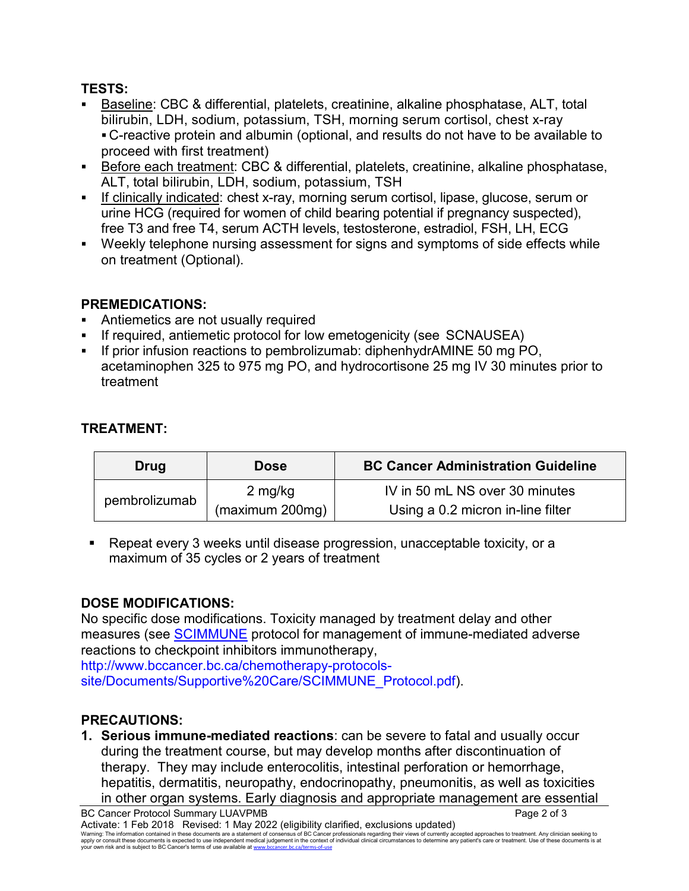## TESTS:

- Baseline: CBC & differential, platelets, creatinine, alkaline phosphatase, ALT, total bilirubin, LDH, sodium, potassium, TSH, morning serum cortisol, chest x-ray
  - C-reactive protein and albumin (optional, and results do not have to be available to proceed with first treatment)
- Before each treatment: CBC & differential, platelets, creatinine, alkaline phosphatase, ALT, total bilirubin, LDH, sodium, potassium, TSH
- If clinically indicated: chest x-ray, morning serum cortisol, lipase, glucose, serum or urine HCG (required for women of child bearing potential if pregnancy suspected), free T3 and free T4, serum ACTH levels, testosterone, estradiol, FSH, LH, ECG
- Weekly telephone nursing assessment for signs and symptoms of side effects while on treatment (Optional).

## PREMEDICATIONS:

- Antiemetics are not usually required
- If required, antiemetic protocol for low emetogenicity (see SCNAUSEA)
- If prior infusion reactions to pembrolizumab: diphenhydrAMINE 50 mg PO, acetaminophen 325 to 975 mg PO, and hydrocortisone 25 mg IV 30 minutes prior to treatment

## TREATMENT:

| Drug | Dose | BC Cancer Administration Guideline |
|---|---|---|
| pembrolizumab | 2 mg/kg (maximum 200mg) | IV in 50 mL NS over 30 minutes Using a 0.2 micron in-line filter |

- Repeat every 3 weeks until disease progression, unacceptable toxicity, or a maximum of 35 cycles or 2 years of treatment

## DOSE MODIFICATIONS:

No specific dose modifications. Toxicity managed by treatment delay and other measures (see SCIMMUNE protocol for management of immune-mediated adverse reactions to checkpoint inhibitors immunotherapy, http://www.bccancer.bc.ca/chemotherapy-protocols-site/Documents/Supportive%20Care/SCIMMUNE_Protocol.pdf).

## PRECAUTIONS:

1. **Serious immune-mediated reactions**: can be severe to fatal and usually occur during the treatment course, but may develop months after discontinuation of therapy. They may include enterocolitis, intestinal perforation or hemorrhage, hepatitis, dermatitis, neuropathy, endocrinopathy, pneumonitis, as well as toxicities in other organ systems. Early diagnosis and appropriate management are essential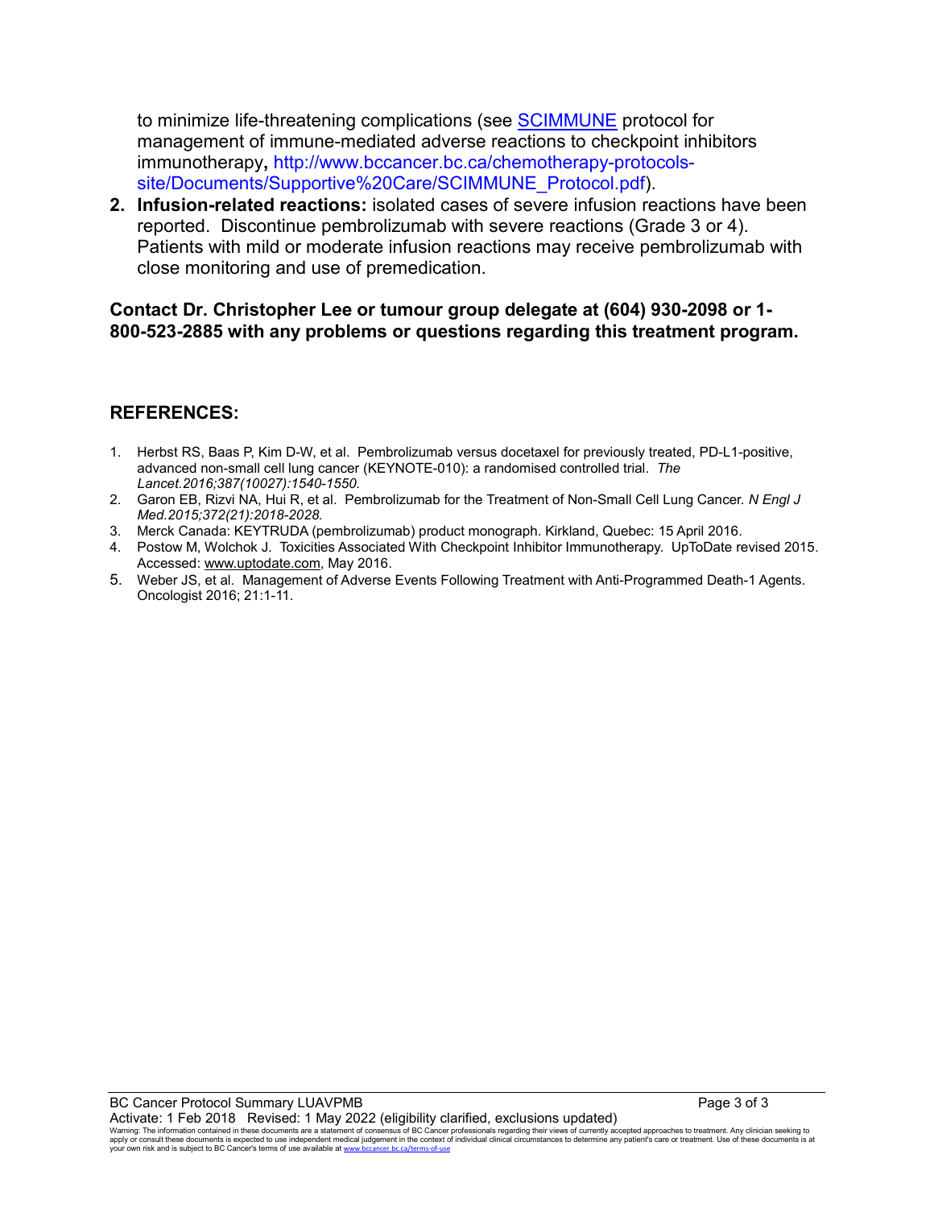to minimize life-threatening complications (see [SCIMMUNE](http://www.bccancer.bc.ca/chemotherapy-protocols-site/Documents/Supportive%20Care/SCIMMUNE_Protocol.pdf) protocol for management of immune-mediated adverse reactions to checkpoint inhibitors immunotherapy**,** http://www.bccancer.bc.ca/chemotherapy-protocols-site/Documents/Supportive%20Care/SCIMMUNE_Protocol.pdf).

2. **Infusion-related reactions:** isolated cases of severe infusion reactions have been reported. Discontinue pembrolizumab with severe reactions (Grade 3 or 4). Patients with mild or moderate infusion reactions may receive pembrolizumab with close monitoring and use of premedication.

**Contact Dr. Christopher Lee or tumour group delegate at (604) 930-2098 or 1-800-523-2885 with any problems or questions regarding this treatment program.**

## REFERENCES:

1. Herbst RS, Baas P, Kim D-W, et al. Pembrolizumab versus docetaxel for previously treated, PD-L1-positive, advanced non-small cell lung cancer (KEYNOTE-010): a randomised controlled trial. *The Lancet.2016;387(10027):1540-1550.*
2. Garon EB, Rizvi NA, Hui R, et al. Pembrolizumab for the Treatment of Non-Small Cell Lung Cancer. *N Engl J Med.2015;372(21):2018-2028.*
3. Merck Canada: KEYTRUDA (pembrolizumab) product monograph. Kirkland, Quebec: 15 April 2016.
4. Postow M, Wolchok J. Toxicities Associated With Checkpoint Inhibitor Immunotherapy. UpToDate revised 2015. Accessed: www.uptodate.com, May 2016.
5. Weber JS, et al. Management of Adverse Events Following Treatment with Anti-Programmed Death-1 Agents. Oncologist 2016; 21:1-11.